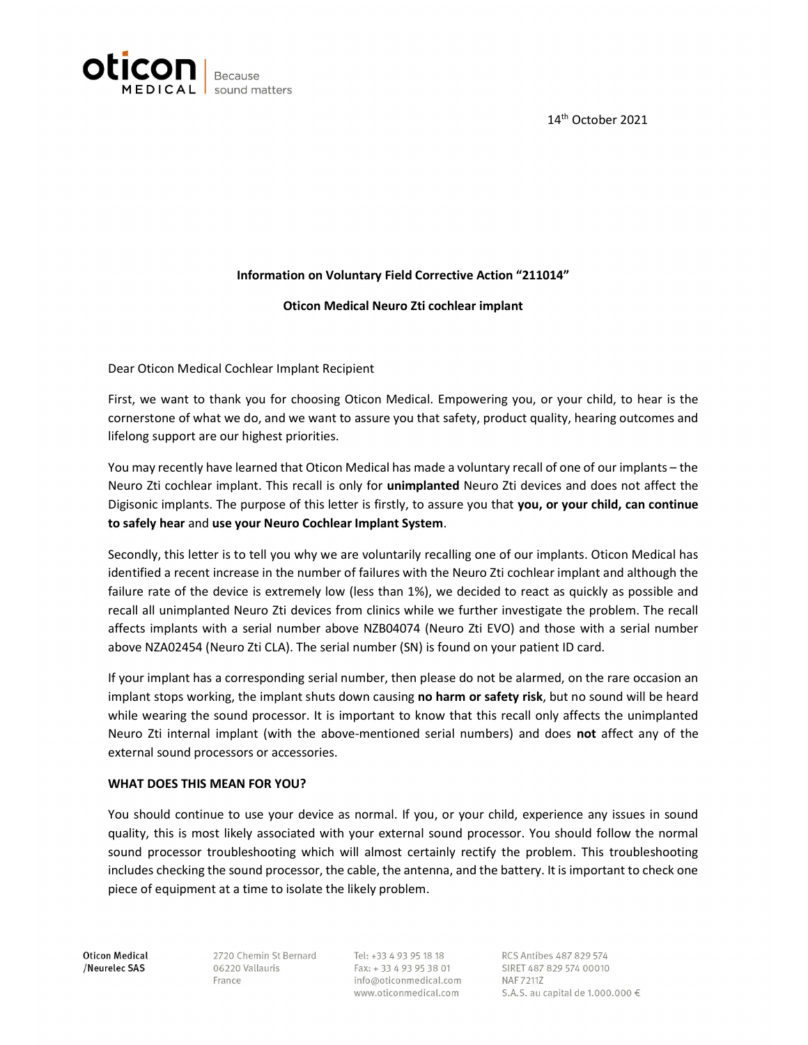14th October 2021

**Information on Voluntary Field Corrective Action "211014"**

**Oticon Medical Neuro Zti cochlear implant**

Dear Oticon Medical Cochlear Implant Recipient

First, we want to thank you for choosing Oticon Medical. Empowering you, or your child, to hear is the cornerstone of what we do, and we want to assure you that safety, product quality, hearing outcomes and lifelong support are our highest priorities.

You may recently have learned that Oticon Medical has made a voluntary recall of one of our implants – the Neuro Zti cochlear implant. This recall is only for **unimplanted** Neuro Zti devices and does not affect the Digisonic implants. The purpose of this letter is firstly, to assure you that **you, or your child, can continue to safely hear** and **use your Neuro Cochlear Implant System**.

Secondly, this letter is to tell you why we are voluntarily recalling one of our implants. Oticon Medical has identified a recent increase in the number of failures with the Neuro Zti cochlear implant and although the failure rate of the device is extremely low (less than 1%), we decided to react as quickly as possible and recall all unimplanted Neuro Zti devices from clinics while we further investigate the problem. The recall affects implants with a serial number above NZB04074 (Neuro Zti EVO) and those with a serial number above NZA02454 (Neuro Zti CLA). The serial number (SN) is found on your patient ID card.

If your implant has a corresponding serial number, then please do not be alarmed, on the rare occasion an implant stops working, the implant shuts down causing **no harm or safety risk**, but no sound will be heard while wearing the sound processor. It is important to know that this recall only affects the unimplanted Neuro Zti internal implant (with the above-mentioned serial numbers) and does **not** affect any of the external sound processors or accessories.

**WHAT DOES THIS MEAN FOR YOU?**

You should continue to use your device as normal. If you, or your child, experience any issues in sound quality, this is most likely associated with your external sound processor. You should follow the normal sound processor troubleshooting which will almost certainly rectify the problem. This troubleshooting includes checking the sound processor, the cable, the antenna, and the battery. It is important to check one piece of equipment at a time to isolate the likely problem.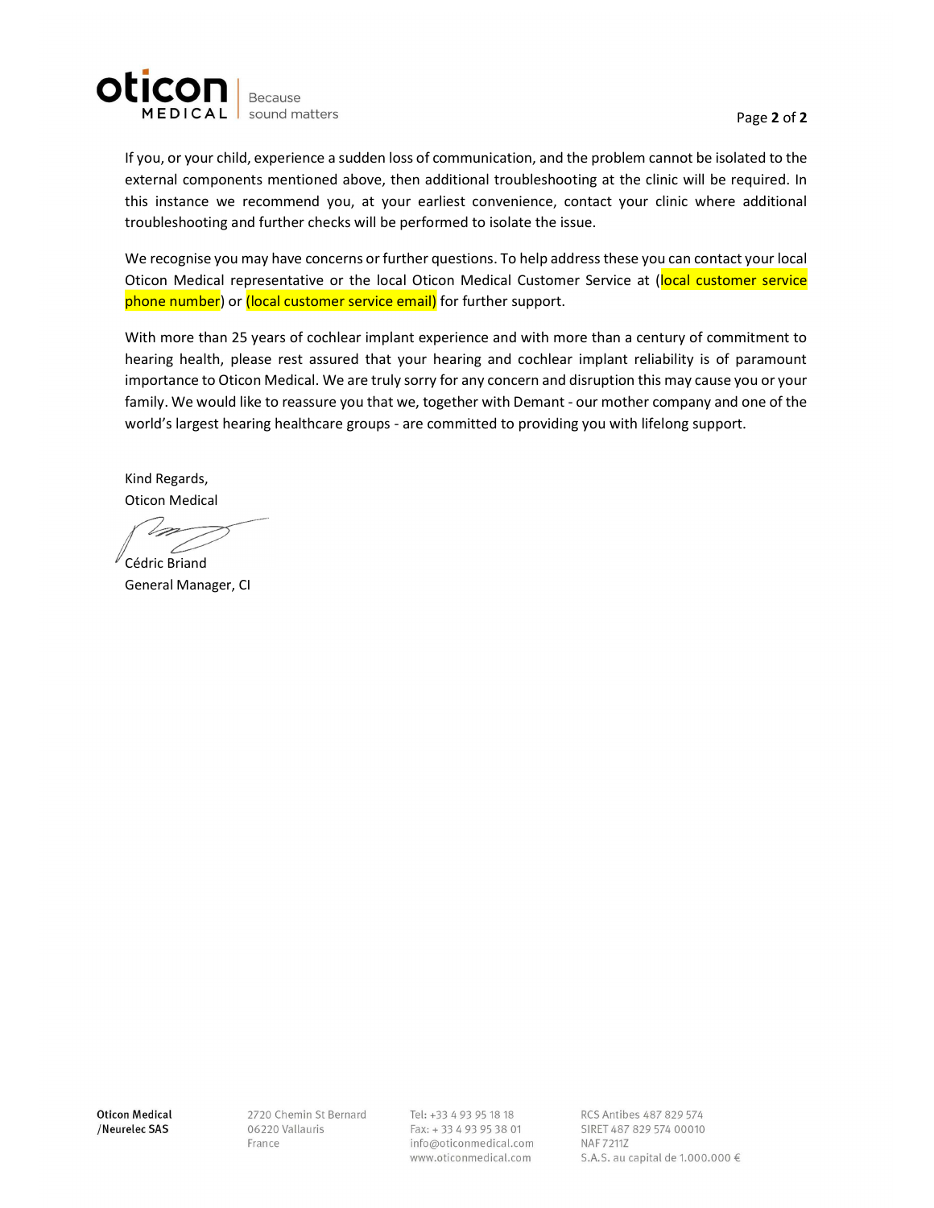If you, or your child, experience a sudden loss of communication, and the problem cannot be isolated to the external components mentioned above, then additional troubleshooting at the clinic will be required. In this instance we recommend you, at your earliest convenience, contact your clinic where additional troubleshooting and further checks will be performed to isolate the issue.

We recognise you may have concerns or further questions. To help address these you can contact your local Oticon Medical representative or the local Oticon Medical Customer Service at (local customer service phone number) or (local customer service email) for further support.

With more than 25 years of cochlear implant experience and with more than a century of commitment to hearing health, please rest assured that your hearing and cochlear implant reliability is of paramount importance to Oticon Medical. We are truly sorry for any concern and disruption this may cause you or your family. We would like to reassure you that we, together with Demant - our mother company and one of the world's largest hearing healthcare groups - are committed to providing you with lifelong support.

Kind Regards,
Oticon Medical

Cédric Briand
General Manager, CI

Oticon Medical /Neurelec SAS
2720 Chemin St Bernard
06220 Vallauris
France

Tel: +33 4 93 95 18 18
Fax: + 33 4 93 95 38 01
info@oticonmedical.com
www.oticonmedical.com

RCS Antibes 487 829 574
SIRET 487 829 574 00010
NAF 7211Z
S.A.S. au capital de 1.000.000 €